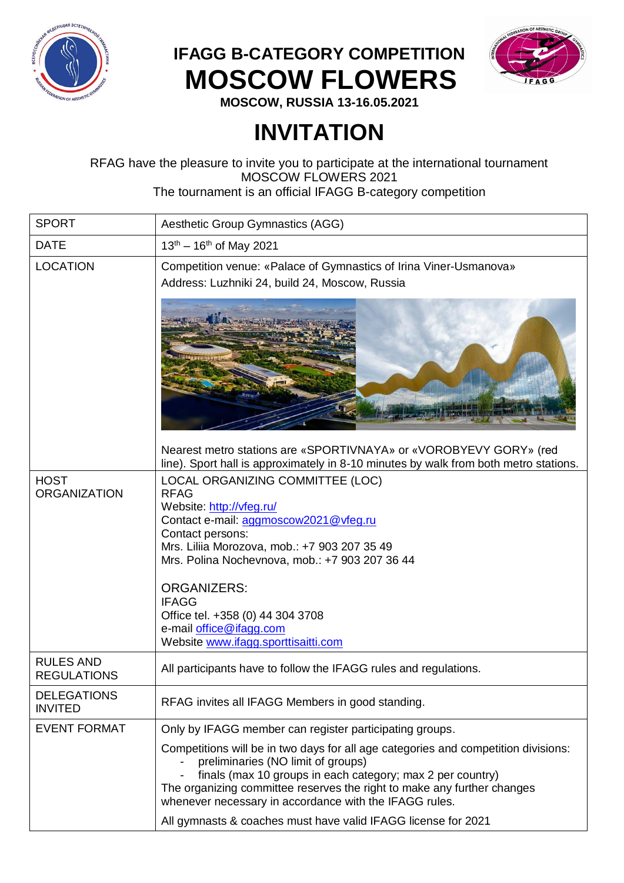# IFAGG B-CATEGORY COMPETITION

# MOSCOW FLOWERS

**MOSCOW, RUSSIA 13-16.05.2021**

# INVITATION

RFAG have the pleasure to invite you to participate at the international tournament MOSCOW FLOWERS 2021
The tournament is an official IFAGG B-category competition

| | |
|---|---|
| SPORT | Aesthetic Group Gymnastics (AGG) |
| DATE | 13th – 16th of May 2021 |
| LOCATION | Competition venue: «Palace of Gymnastics of Irina Viner-Usmanova»<br>Address: Luzhniki 24, build 24, Moscow, Russia<br><br>Nearest metro stations are «SPORTIVNAYA» or «VOROBYEVY GORY» (red line). Sport hall is approximately in 8-10 minutes by walk from both metro stations. |
| HOST ORGANIZATION | LOCAL ORGANIZING COMMITTEE (LOC)<br>RFAG<br>Website: http://vfeg.ru/<br>Contact e-mail: aggmoscow2021@vfeg.ru<br>Contact persons:<br>Mrs. Liliia Morozova, mob.: +7 903 207 35 49<br>Mrs. Polina Nochevnova, mob.: +7 903 207 36 44<br><br>ORGANIZERS:<br>IFAGG<br>Office tel. +358 (0) 44 304 3708<br>e-mail office@ifagg.com<br>Website www.ifagg.sporttisaitti.com |
| RULES AND REGULATIONS | All participants have to follow the IFAGG rules and regulations. |
| DELEGATIONS INVITED | RFAG invites all IFAGG Members in good standing. |
| EVENT FORMAT | Only by IFAGG member can register participating groups.<br><br>Competitions will be in two days for all age categories and competition divisions:<br>- preliminaries (NO limit of groups)<br>- finals (max 10 groups in each category; max 2 per country)<br>The organizing committee reserves the right to make any further changes whenever necessary in accordance with the IFAGG rules.<br><br>All gymnasts & coaches must have valid IFAGG license for 2021 |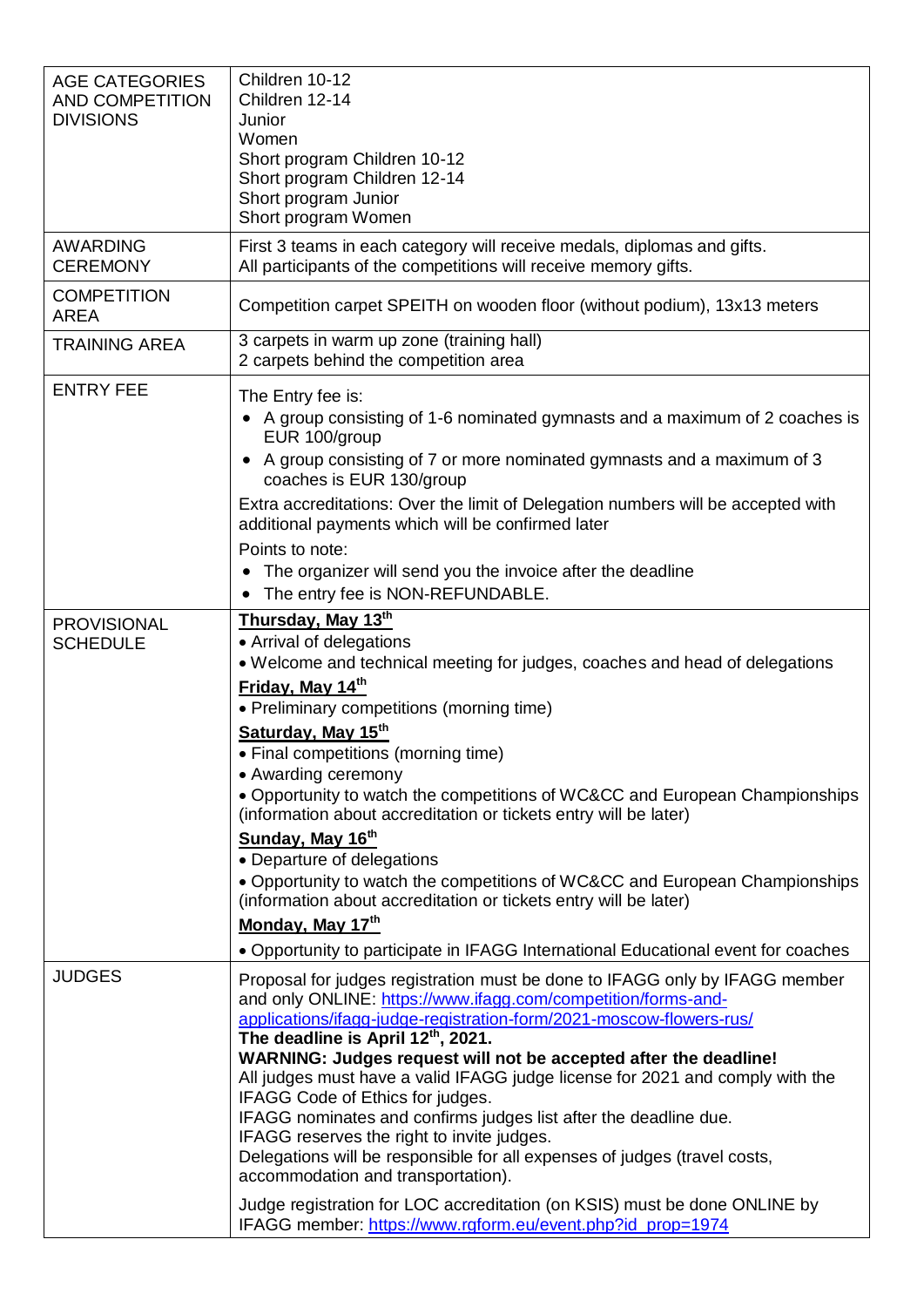| | |
|---|---|
| AGE CATEGORIES AND COMPETITION DIVISIONS | Children 10-12<br>Children 12-14<br>Junior<br>Women<br>Short program Children 10-12<br>Short program Children 12-14<br>Short program Junior<br>Short program Women |
| AWARDING CEREMONY | First 3 teams in each category will receive medals, diplomas and gifts.<br>All participants of the competitions will receive memory gifts. |
| COMPETITION AREA | Competition carpet SPEITH on wooden floor (without podium), 13x13 meters |
| TRAINING AREA | 3 carpets in warm up zone (training hall)<br>2 carpets behind the competition area |
| ENTRY FEE | The Entry fee is:<br>• A group consisting of 1-6 nominated gymnasts and a maximum of 2 coaches is EUR 100/group<br>• A group consisting of 7 or more nominated gymnasts and a maximum of 3 coaches is EUR 130/group<br>Extra accreditations: Over the limit of Delegation numbers will be accepted with additional payments which will be confirmed later<br>Points to note:<br>• The organizer will send you the invoice after the deadline<br>• The entry fee is NON-REFUNDABLE. |
| PROVISIONAL SCHEDULE | **Thursday, May 13th**<br>• Arrival of delegations<br>• Welcome and technical meeting for judges, coaches and head of delegations<br>**Friday, May 14th**<br>• Preliminary competitions (morning time)<br>**Saturday, May 15th**<br>• Final competitions (morning time)<br>• Awarding ceremony<br>• Opportunity to watch the competitions of WC&CC and European Championships (information about accreditation or tickets entry will be later)<br>**Sunday, May 16th**<br>• Departure of delegations<br>• Opportunity to watch the competitions of WC&CC and European Championships (information about accreditation or tickets entry will be later)<br>**Monday, May 17th**<br>• Opportunity to participate in IFAGG International Educational event for coaches |
| JUDGES | Proposal for judges registration must be done to IFAGG only by IFAGG member and only ONLINE: https://www.ifagg.com/competition/forms-and-applications/ifagg-judge-registration-form/2021-moscow-flowers-rus/<br>**The deadline is April 12th, 2021.**<br>**WARNING: Judges request will not be accepted after the deadline!**<br>All judges must have a valid IFAGG judge license for 2021 and comply with the IFAGG Code of Ethics for judges.<br>IFAGG nominates and confirms judges list after the deadline due.<br>IFAGG reserves the right to invite judges.<br>Delegations will be responsible for all expenses of judges (travel costs, accommodation and transportation).<br>Judge registration for LOC accreditation (on KSIS) must be done ONLINE by IFAGG member: https://www.rgform.eu/event.php?id_prop=1974 |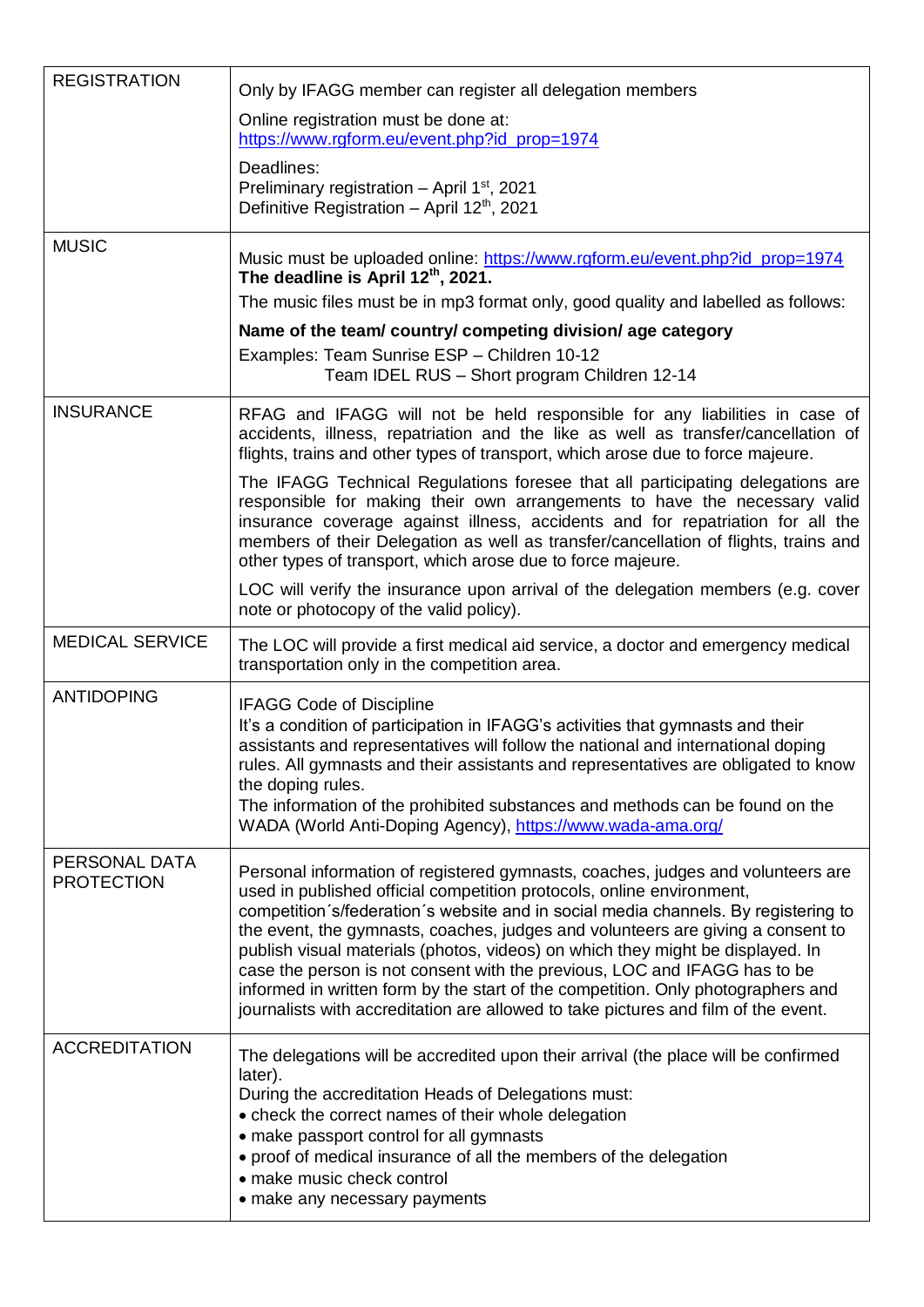| REGISTRATION | Only by IFAGG member can register all delegation members<br><br>Online registration must be done at: https://www.rgform.eu/event.php?id_prop=1974<br><br>Deadlines:<br>Preliminary registration – April 1st, 2021<br>Definitive Registration – April 12th, 2021 |
|---|---|
| MUSIC | Music must be uploaded online: https://www.rgform.eu/event.php?id_prop=1974<br>**The deadline is April 12th, 2021.**<br><br>The music files must be in mp3 format only, good quality and labelled as follows:<br><br>**Name of the team/ country/ competing division/ age category**<br><br>Examples: Team Sunrise ESP – Children 10-12<br>Team IDEL RUS – Short program Children 12-14 |
| INSURANCE | RFAG and IFAGG will not be held responsible for any liabilities in case of accidents, illness, repatriation and the like as well as transfer/cancellation of flights, trains and other types of transport, which arose due to force majeure.<br><br>The IFAGG Technical Regulations foresee that all participating delegations are responsible for making their own arrangements to have the necessary valid insurance coverage against illness, accidents and for repatriation for all the members of their Delegation as well as transfer/cancellation of flights, trains and other types of transport, which arose due to force majeure.<br><br>LOC will verify the insurance upon arrival of the delegation members (e.g. cover note or photocopy of the valid policy). |
| MEDICAL SERVICE | The LOC will provide a first medical aid service, a doctor and emergency medical transportation only in the competition area. |
| ANTIDOPING | IFAGG Code of Discipline<br>It's a condition of participation in IFAGG's activities that gymnasts and their assistants and representatives will follow the national and international doping rules. All gymnasts and their assistants and representatives are obligated to know the doping rules.<br>The information of the prohibited substances and methods can be found on the WADA (World Anti-Doping Agency), https://www.wada-ama.org/ |
| PERSONAL DATA PROTECTION | Personal information of registered gymnasts, coaches, judges and volunteers are used in published official competition protocols, online environment, competition´s/federation´s website and in social media channels. By registering to the event, the gymnasts, coaches, judges and volunteers are giving a consent to publish visual materials (photos, videos) on which they might be displayed. In case the person is not consent with the previous, LOC and IFAGG has to be informed in written form by the start of the competition. Only photographers and journalists with accreditation are allowed to take pictures and film of the event. |
| ACCREDITATION | The delegations will be accredited upon their arrival (the place will be confirmed later).<br>During the accreditation Heads of Delegations must:<br>• check the correct names of their whole delegation<br>• make passport control for all gymnasts<br>• proof of medical insurance of all the members of the delegation<br>• make music check control<br>• make any necessary payments |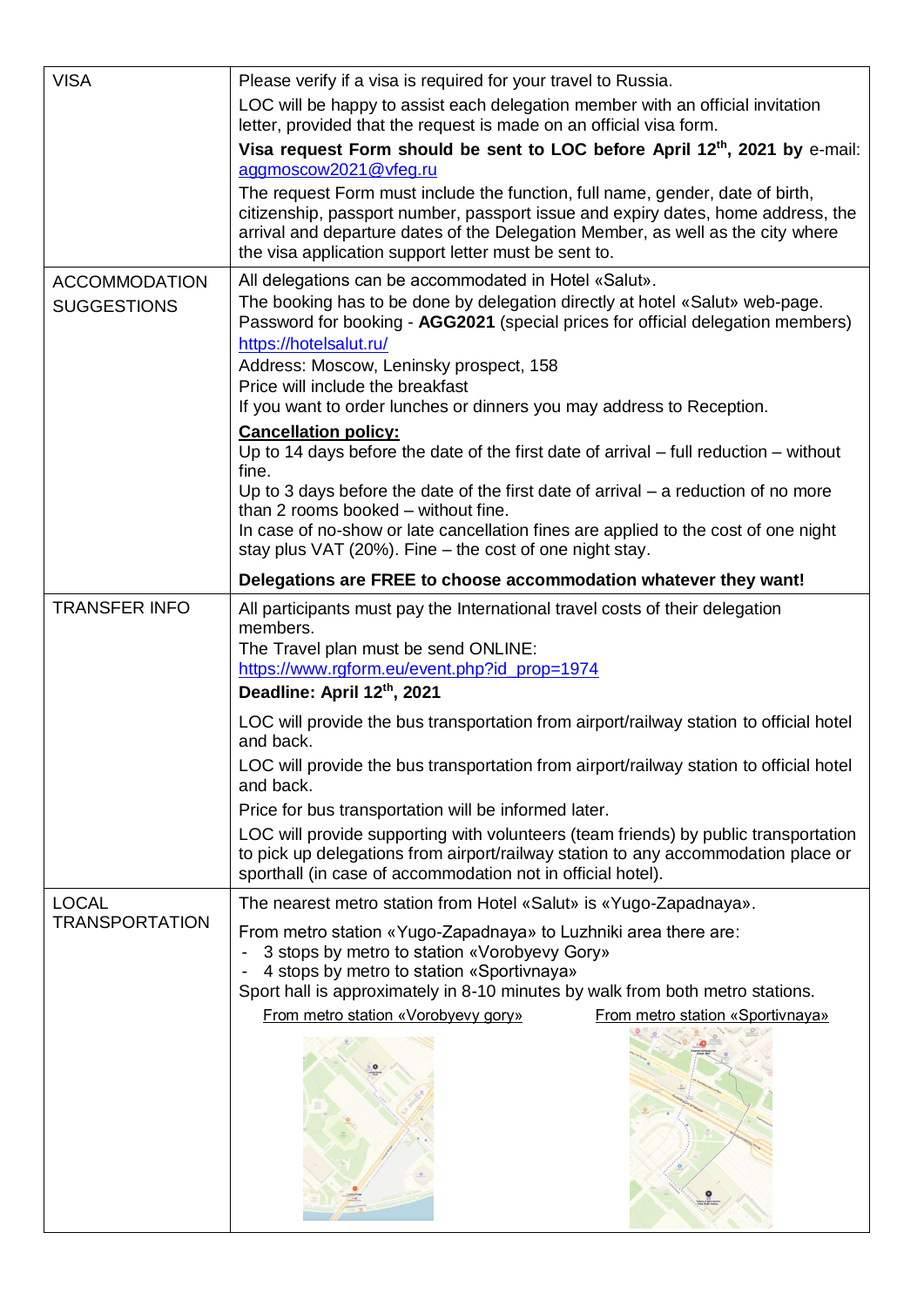| | |
|---|---|
| VISA | Please verify if a visa is required for your travel to Russia.<br>LOC will be happy to assist each delegation member with an official invitation letter, provided that the request is made on an official visa form.<br>**Visa request Form should be sent to LOC before April 12th, 2021 by** e-mail: [aggmoscow2021@vfeg.ru](mailto:aggmoscow2021@vfeg.ru)<br>The request Form must include the function, full name, gender, date of birth, citizenship, passport number, passport issue and expiry dates, home address, the arrival and departure dates of the Delegation Member, as well as the city where the visa application support letter must be sent to. |
| ACCOMMODATION SUGGESTIONS | All delegations can be accommodated in Hotel «Salut».<br>The booking has to be done by delegation directly at hotel «Salut» web-page. Password for booking - **AGG2021** (special prices for official delegation members) [https://hotelsalut.ru/](https://hotelsalut.ru/)<br>Address: Moscow, Leninsky prospect, 158<br>Price will include the breakfast<br>If you want to order lunches or dinners you may address to Reception.<br>**Cancellation policy:**<br>Up to 14 days before the date of the first date of arrival – full reduction – without fine.<br>Up to 3 days before the date of the first date of arrival – a reduction of no more than 2 rooms booked – without fine.<br>In case of no-show or late cancellation fines are applied to the cost of one night stay plus VAT (20%). Fine – the cost of one night stay.<br>**Delegations are FREE to choose accommodation whatever they want!** |
| TRANSFER INFO | All participants must pay the International travel costs of their delegation members.<br>The Travel plan must be send ONLINE: [https://www.rgform.eu/event.php?id_prop=1974](https://www.rgform.eu/event.php?id_prop=1974)<br>**Deadline: April 12th, 2021**<br>LOC will provide the bus transportation from airport/railway station to official hotel and back.<br>LOC will provide the bus transportation from airport/railway station to official hotel and back.<br>Price for bus transportation will be informed later.<br>LOC will provide supporting with volunteers (team friends) by public transportation to pick up delegations from airport/railway station to any accommodation place or sporthall (in case of accommodation not in official hotel). |
| LOCAL TRANSPORTATION | The nearest metro station from Hotel «Salut» is «Yugo-Zapadnaya».<br>From metro station «Yugo-Zapadnaya» to Luzhniki area there are:<br>- 3 stops by metro to station «Vorobyevy Gory»<br>- 4 stops by metro to station «Sportivnaya»<br>Sport hall is approximately in 8-10 minutes by walk from both metro stations.<br>From metro station «Vorobyevy gory» From metro station «Sportivnaya» |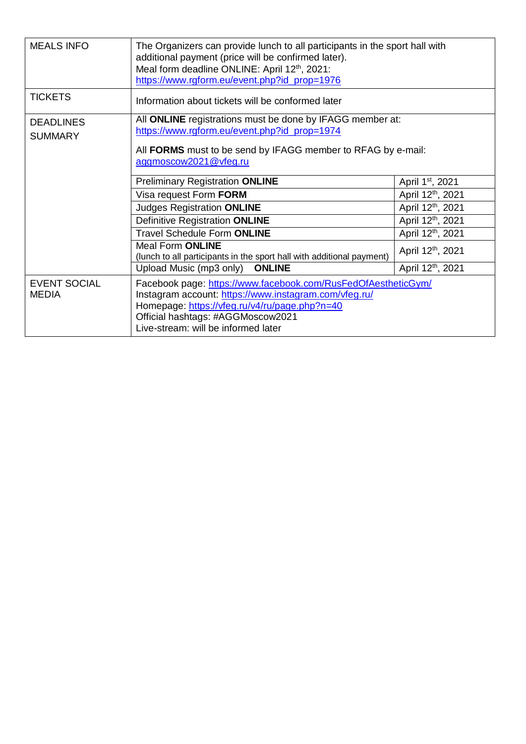| | | |
|---|---|---|
| MEALS INFO | The Organizers can provide lunch to all participants in the sport hall with additional payment (price will be confirmed later).<br>Meal form deadline ONLINE: April 12th, 2021:<br>https://www.rgform.eu/event.php?id_prop=1976 | |
| TICKETS | Information about tickets will be conformed later | |
| DEADLINES SUMMARY | All **ONLINE** registrations must be done by IFAGG member at:<br>https://www.rgform.eu/event.php?id_prop=1974<br><br>All **FORMS** must to be send by IFAGG member to RFAG by e-mail:<br>aggmoscow2021@vfeg.ru | |
| | Preliminary Registration **ONLINE** | April 1st, 2021 |
| | Visa request Form **FORM** | April 12th, 2021 |
| | Judges Registration **ONLINE** | April 12th, 2021 |
| | Definitive Registration **ONLINE** | April 12th, 2021 |
| | Travel Schedule Form **ONLINE** | April 12th, 2021 |
| | Meal Form **ONLINE**<br>(lunch to all participants in the sport hall with additional payment) | April 12th, 2021 |
| | Upload Music (mp3 only) **ONLINE** | April 12th, 2021 |
| EVENT SOCIAL MEDIA | Facebook page: https://www.facebook.com/RusFedOfAestheticGym/<br>Instagram account: https://www.instagram.com/vfeg.ru/<br>Homepage: https://vfeg.ru/v4/ru/page.php?n=40<br>Official hashtags: #AGGMoscow2021<br>Live-stream: will be informed later | |